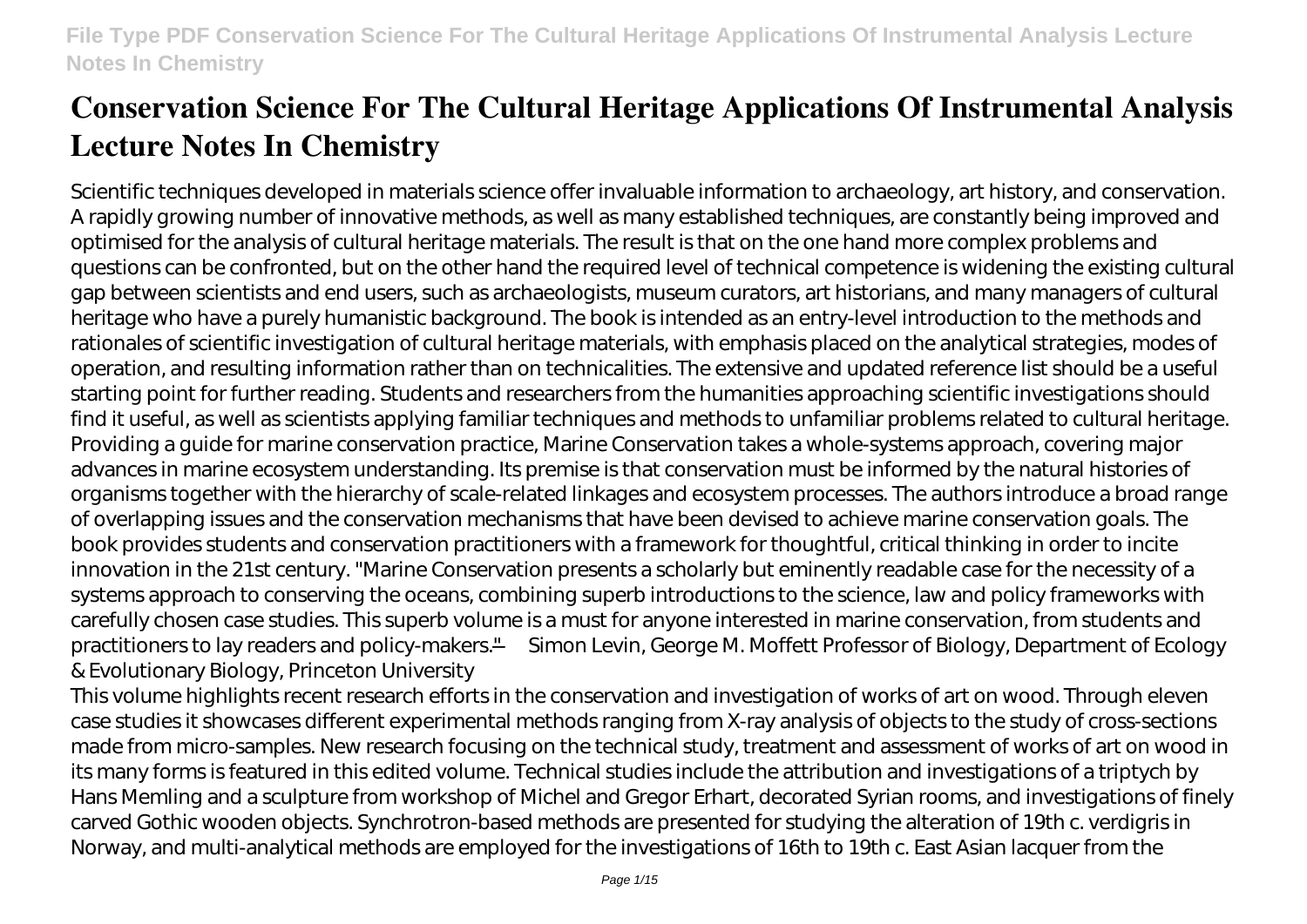# Conservation Science For The Cultural Heritage Applications Of Instrumental Analysis Lecture Notes In Chemistry

Scientific techniques developed in materials science offer invaluable information to archaeology, art history, and conservation. A rapidly growing number of innovative methods, as well as many established techniques, are constantly being improved and optimised for the analysis of cultural heritage materials. The result is that on the one hand more complex problems and questions can be confronted, but on the other hand the required level of technical competence is widening the existing cultural gap between scientists and end users, such as archaeologists, museum curators, art historians, and many managers of cultural heritage who have a purely humanistic background. The book is intended as an entry-level introduction to the methods and rationales of scientific investigation of cultural heritage materials, with emphasis placed on the analytical strategies, modes of operation, and resulting information rather than on technicalities. The extensive and updated reference list should be a useful starting point for further reading. Students and researchers from the humanities approaching scientific investigations should find it useful, as well as scientists applying familiar techniques and methods to unfamiliar problems related to cultural heritage.

Providing a guide for marine conservation practice, Marine Conservation takes a whole-systems approach, covering major advances in marine ecosystem understanding. Its premise is that conservation must be informed by the natural histories of organisms together with the hierarchy of scale-related linkages and ecosystem processes. The authors introduce a broad range of overlapping issues and the conservation mechanisms that have been devised to achieve marine conservation goals. The book provides students and conservation practitioners with a framework for thoughtful, critical thinking in order to incite innovation in the 21st century. "Marine Conservation presents a scholarly but eminently readable case for the necessity of a systems approach to conserving the oceans, combining superb introductions to the science, law and policy frameworks with carefully chosen case studies. This superb volume is a must for anyone interested in marine conservation, from students and practitioners to lay readers and policy-makers." —Simon Levin, George M. Moffett Professor of Biology, Department of Ecology & Evolutionary Biology, Princeton University

This volume highlights recent research efforts in the conservation and investigation of works of art on wood. Through eleven case studies it showcases different experimental methods ranging from X-ray analysis of objects to the study of cross-sections made from micro-samples. New research focusing on the technical study, treatment and assessment of works of art on wood in its many forms is featured in this edited volume. Technical studies include the attribution and investigations of a triptych by Hans Memling and a sculpture from workshop of Michel and Gregor Erhart, decorated Syrian rooms, and investigations of finely carved Gothic wooden objects. Synchrotron-based methods are presented for studying the alteration of 19th c. verdigris in Norway, and multi-analytical methods are employed for the investigations of 16th to 19th c. East Asian lacquer from the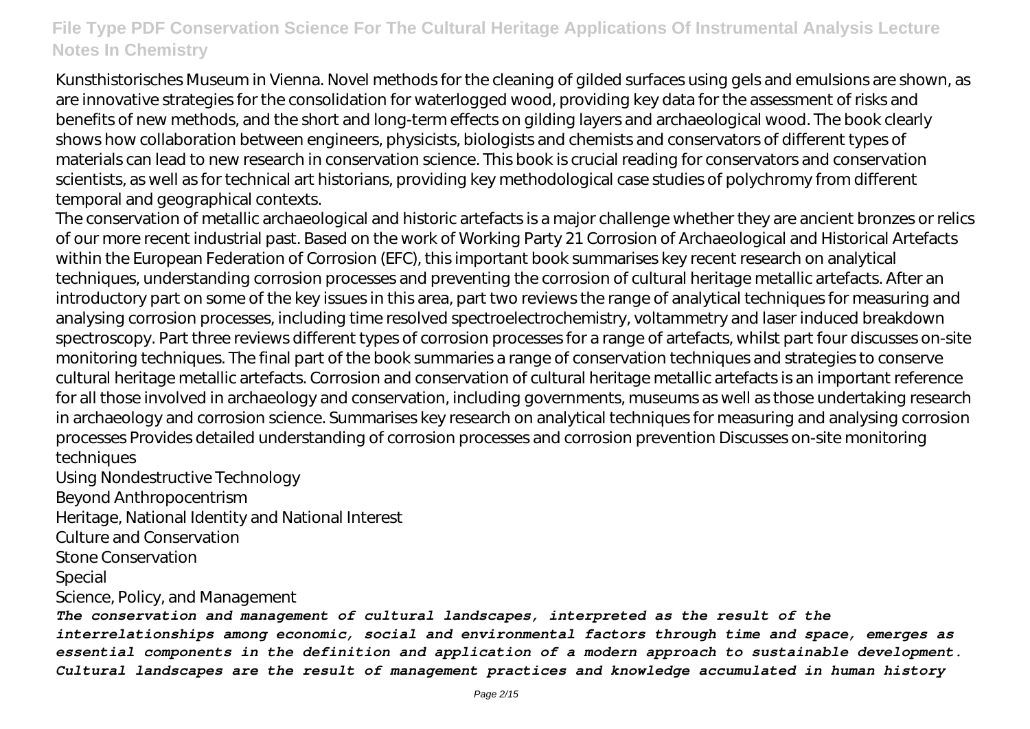Kunsthistorisches Museum in Vienna. Novel methods for the cleaning of gilded surfaces using gels and emulsions are shown, as are innovative strategies for the consolidation for waterlogged wood, providing key data for the assessment of risks and benefits of new methods, and the short and long-term effects on gilding layers and archaeological wood. The book clearly shows how collaboration between engineers, physicists, biologists and chemists and conservators of different types of materials can lead to new research in conservation science. This book is crucial reading for conservators and conservation scientists, as well as for technical art historians, providing key methodological case studies of polychromy from different temporal and geographical contexts.

The conservation of metallic archaeological and historic artefacts is a major challenge whether they are ancient bronzes or relics of our more recent industrial past. Based on the work of Working Party 21 Corrosion of Archaeological and Historical Artefacts within the European Federation of Corrosion (EFC), this important book summarises key recent research on analytical techniques, understanding corrosion processes and preventing the corrosion of cultural heritage metallic artefacts. After an introductory part on some of the key issues in this area, part two reviews the range of analytical techniques for measuring and analysing corrosion processes, including time resolved spectroelectrochemistry, voltammetry and laser induced breakdown spectroscopy. Part three reviews different types of corrosion processes for a range of artefacts, whilst part four discusses on-site monitoring techniques. The final part of the book summaries a range of conservation techniques and strategies to conserve cultural heritage metallic artefacts. Corrosion and conservation of cultural heritage metallic artefacts is an important reference for all those involved in archaeology and conservation, including governments, museums as well as those undertaking research in archaeology and corrosion science. Summarises key research on analytical techniques for measuring and analysing corrosion processes Provides detailed understanding of corrosion processes and corrosion prevention Discusses on-site monitoring techniques

Using Nondestructive Technology
Beyond Anthropocentrism
Heritage, National Identity and National Interest
Culture and Conservation
Stone Conservation
Special
Science, Policy, and Management

***The conservation and management of cultural landscapes, interpreted as the result of the interrelationships among economic, social and environmental factors through time and space, emerges as essential components in the definition and application of a modern approach to sustainable development. Cultural landscapes are the result of management practices and knowledge accumulated in human history***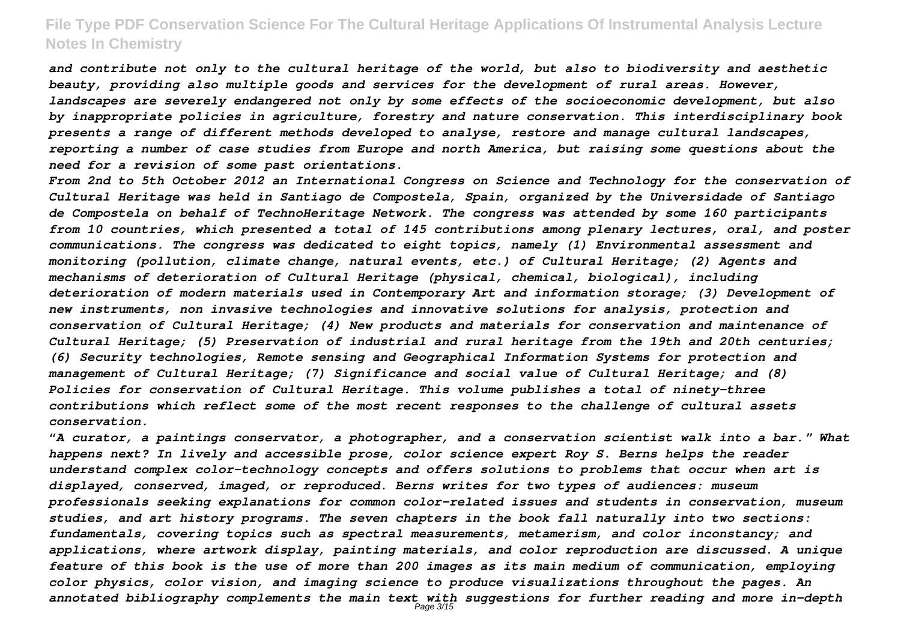*and contribute not only to the cultural heritage of the world, but also to biodiversity and aesthetic beauty, providing also multiple goods and services for the development of rural areas. However, landscapes are severely endangered not only by some effects of the socioeconomic development, but also by inappropriate policies in agriculture, forestry and nature conservation. This interdisciplinary book presents a range of different methods developed to analyse, restore and manage cultural landscapes, reporting a number of case studies from Europe and north America, but raising some questions about the need for a revision of some past orientations.*

*From 2nd to 5th October 2012 an International Congress on Science and Technology for the conservation of Cultural Heritage was held in Santiago de Compostela, Spain, organized by the Universidade of Santiago de Compostela on behalf of TechnoHeritage Network. The congress was attended by some 160 participants from 10 countries, which presented a total of 145 contributions among plenary lectures, oral, and poster communications. The congress was dedicated to eight topics, namely (1) Environmental assessment and monitoring (pollution, climate change, natural events, etc.) of Cultural Heritage; (2) Agents and mechanisms of deterioration of Cultural Heritage (physical, chemical, biological), including deterioration of modern materials used in Contemporary Art and information storage; (3) Development of new instruments, non invasive technologies and innovative solutions for analysis, protection and conservation of Cultural Heritage; (4) New products and materials for conservation and maintenance of Cultural Heritage; (5) Preservation of industrial and rural heritage from the 19th and 20th centuries; (6) Security technologies, Remote sensing and Geographical Information Systems for protection and management of Cultural Heritage; (7) Significance and social value of Cultural Heritage; and (8) Policies for conservation of Cultural Heritage. This volume publishes a total of ninety-three contributions which reflect some of the most recent responses to the challenge of cultural assets conservation.*

*"A curator, a paintings conservator, a photographer, and a conservation scientist walk into a bar." What happens next? In lively and accessible prose, color science expert Roy S. Berns helps the reader understand complex color-technology concepts and offers solutions to problems that occur when art is displayed, conserved, imaged, or reproduced. Berns writes for two types of audiences: museum professionals seeking explanations for common color-related issues and students in conservation, museum studies, and art history programs. The seven chapters in the book fall naturally into two sections: fundamentals, covering topics such as spectral measurements, metamerism, and color inconstancy; and applications, where artwork display, painting materials, and color reproduction are discussed. A unique feature of this book is the use of more than 200 images as its main medium of communication, employing color physics, color vision, and imaging science to produce visualizations throughout the pages. An annotated bibliography complements the main text with suggestions for further reading and more in-depth*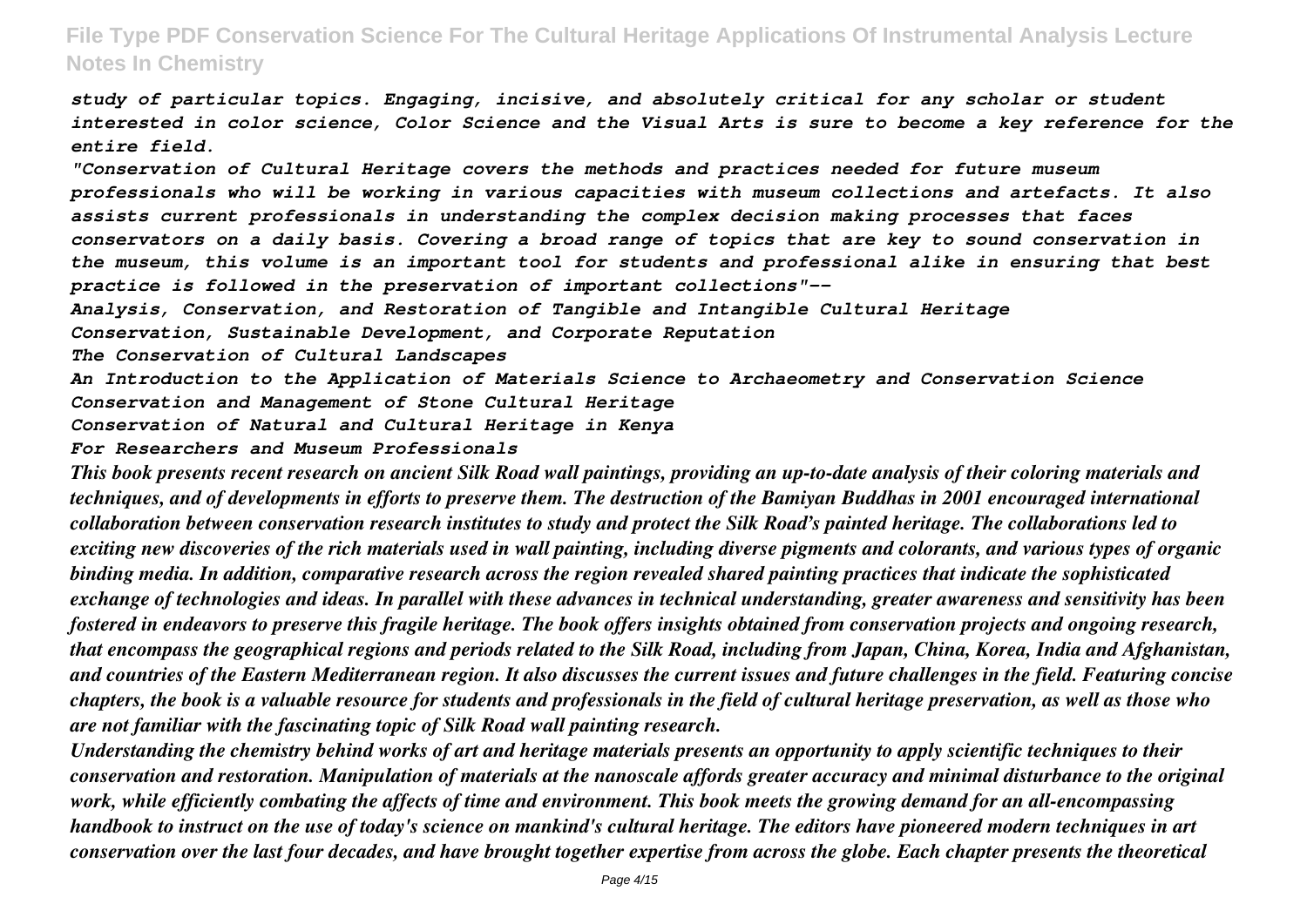*study of particular topics. Engaging, incisive, and absolutely critical for any scholar or student interested in color science, Color Science and the Visual Arts is sure to become a key reference for the entire field.*

*"Conservation of Cultural Heritage covers the methods and practices needed for future museum professionals who will be working in various capacities with museum collections and artefacts. It also assists current professionals in understanding the complex decision making processes that faces conservators on a daily basis. Covering a broad range of topics that are key to sound conservation in the museum, this volume is an important tool for students and professional alike in ensuring that best practice is followed in the preservation of important collections"--*

*Analysis, Conservation, and Restoration of Tangible and Intangible Cultural Heritage*

*Conservation, Sustainable Development, and Corporate Reputation*

*The Conservation of Cultural Landscapes*

*An Introduction to the Application of Materials Science to Archaeometry and Conservation Science*

*Conservation and Management of Stone Cultural Heritage*

*Conservation of Natural and Cultural Heritage in Kenya*

*For Researchers and Museum Professionals*

*This book presents recent research on ancient Silk Road wall paintings, providing an up-to-date analysis of their coloring materials and techniques, and of developments in efforts to preserve them. The destruction of the Bamiyan Buddhas in 2001 encouraged international collaboration between conservation research institutes to study and protect the Silk Road's painted heritage. The collaborations led to exciting new discoveries of the rich materials used in wall painting, including diverse pigments and colorants, and various types of organic binding media. In addition, comparative research across the region revealed shared painting practices that indicate the sophisticated exchange of technologies and ideas. In parallel with these advances in technical understanding, greater awareness and sensitivity has been fostered in endeavors to preserve this fragile heritage. The book offers insights obtained from conservation projects and ongoing research, that encompass the geographical regions and periods related to the Silk Road, including from Japan, China, Korea, India and Afghanistan, and countries of the Eastern Mediterranean region. It also discusses the current issues and future challenges in the field. Featuring concise chapters, the book is a valuable resource for students and professionals in the field of cultural heritage preservation, as well as those who are not familiar with the fascinating topic of Silk Road wall painting research.*

*Understanding the chemistry behind works of art and heritage materials presents an opportunity to apply scientific techniques to their conservation and restoration. Manipulation of materials at the nanoscale affords greater accuracy and minimal disturbance to the original work, while efficiently combating the affects of time and environment. This book meets the growing demand for an all-encompassing handbook to instruct on the use of today's science on mankind's cultural heritage. The editors have pioneered modern techniques in art conservation over the last four decades, and have brought together expertise from across the globe. Each chapter presents the theoretical*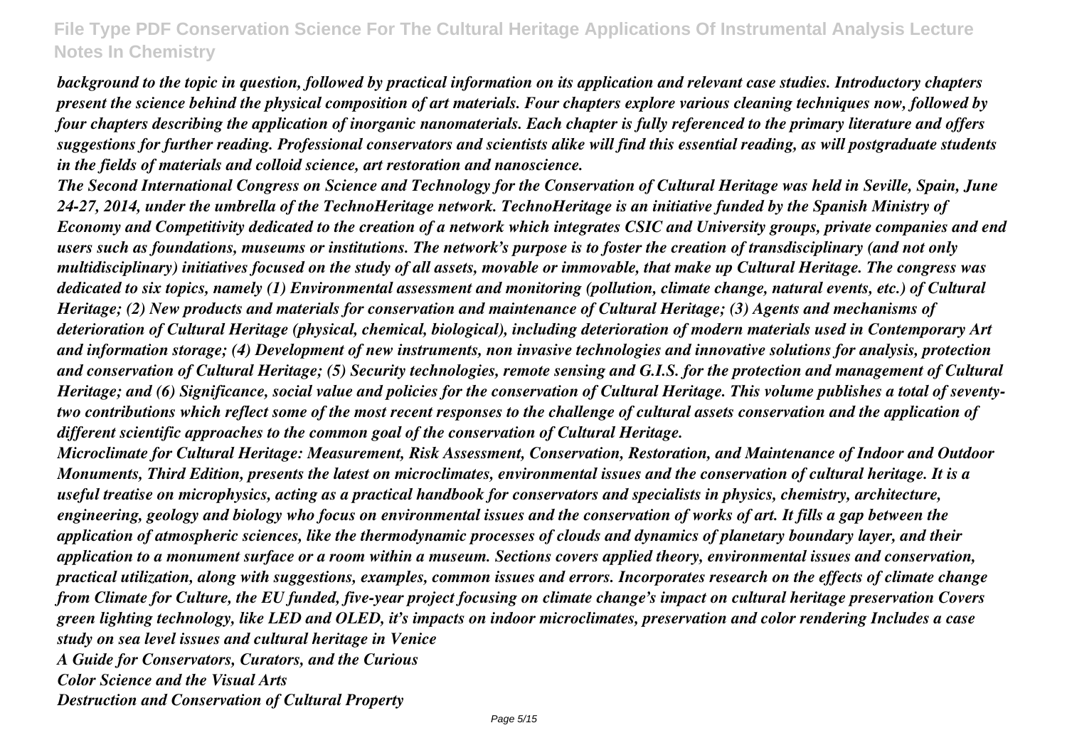*background to the topic in question, followed by practical information on its application and relevant case studies. Introductory chapters present the science behind the physical composition of art materials. Four chapters explore various cleaning techniques now, followed by four chapters describing the application of inorganic nanomaterials. Each chapter is fully referenced to the primary literature and offers suggestions for further reading. Professional conservators and scientists alike will find this essential reading, as will postgraduate students in the fields of materials and colloid science, art restoration and nanoscience.*

*The Second International Congress on Science and Technology for the Conservation of Cultural Heritage was held in Seville, Spain, June 24-27, 2014, under the umbrella of the TechnoHeritage network. TechnoHeritage is an initiative funded by the Spanish Ministry of Economy and Competitivity dedicated to the creation of a network which integrates CSIC and University groups, private companies and end users such as foundations, museums or institutions. The network's purpose is to foster the creation of transdisciplinary (and not only multidisciplinary) initiatives focused on the study of all assets, movable or immovable, that make up Cultural Heritage. The congress was dedicated to six topics, namely (1) Environmental assessment and monitoring (pollution, climate change, natural events, etc.) of Cultural Heritage; (2) New products and materials for conservation and maintenance of Cultural Heritage; (3) Agents and mechanisms of deterioration of Cultural Heritage (physical, chemical, biological), including deterioration of modern materials used in Contemporary Art and information storage; (4) Development of new instruments, non invasive technologies and innovative solutions for analysis, protection and conservation of Cultural Heritage; (5) Security technologies, remote sensing and G.I.S. for the protection and management of Cultural Heritage; and (6) Significance, social value and policies for the conservation of Cultural Heritage. This volume publishes a total of seventy-two contributions which reflect some of the most recent responses to the challenge of cultural assets conservation and the application of different scientific approaches to the common goal of the conservation of Cultural Heritage.*

*Microclimate for Cultural Heritage: Measurement, Risk Assessment, Conservation, Restoration, and Maintenance of Indoor and Outdoor Monuments, Third Edition, presents the latest on microclimates, environmental issues and the conservation of cultural heritage. It is a useful treatise on microphysics, acting as a practical handbook for conservators and specialists in physics, chemistry, architecture, engineering, geology and biology who focus on environmental issues and the conservation of works of art. It fills a gap between the application of atmospheric sciences, like the thermodynamic processes of clouds and dynamics of planetary boundary layer, and their application to a monument surface or a room within a museum. Sections covers applied theory, environmental issues and conservation, practical utilization, along with suggestions, examples, common issues and errors. Incorporates research on the effects of climate change from Climate for Culture, the EU funded, five-year project focusing on climate change's impact on cultural heritage preservation Covers green lighting technology, like LED and OLED, it's impacts on indoor microclimates, preservation and color rendering Includes a case study on sea level issues and cultural heritage in Venice*

*A Guide for Conservators, Curators, and the Curious*

*Color Science and the Visual Arts*

*Destruction and Conservation of Cultural Property*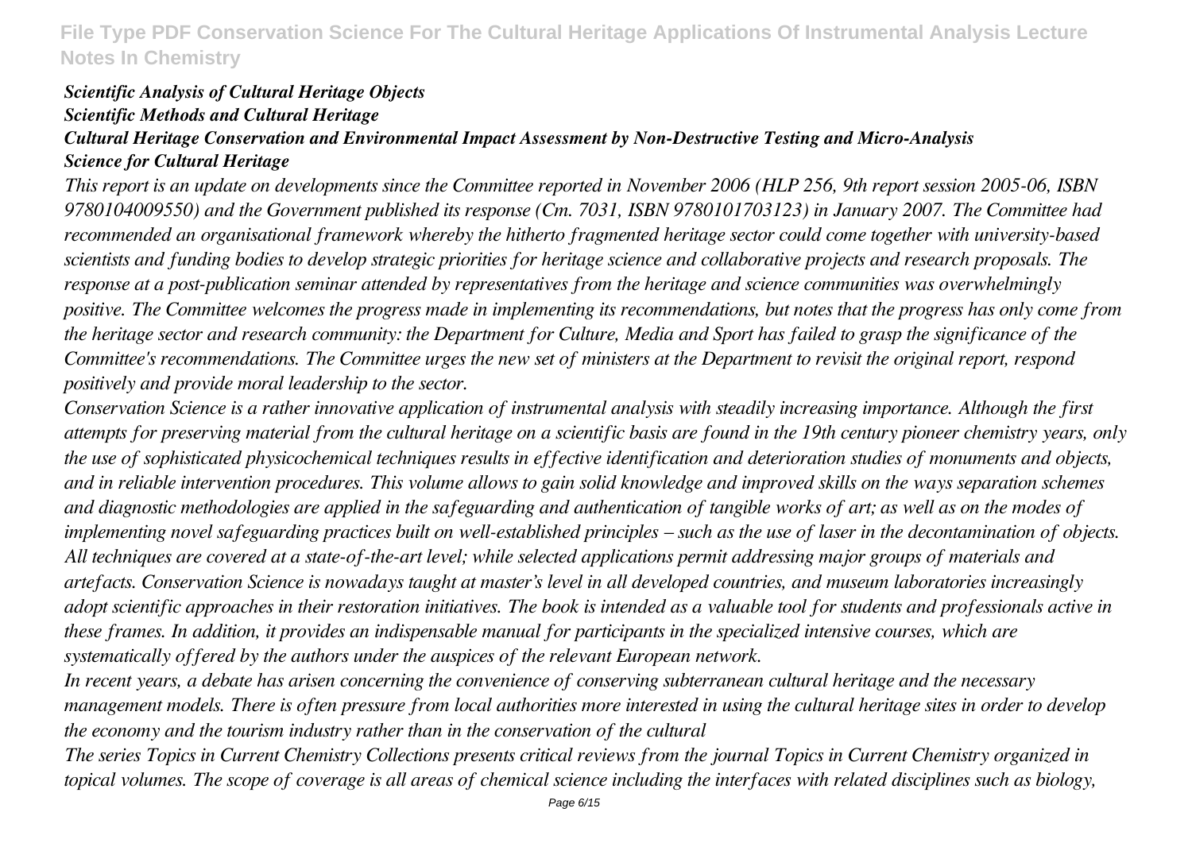*Scientific Analysis of Cultural Heritage Objects*
*Scientific Methods and Cultural Heritage*
*Cultural Heritage Conservation and Environmental Impact Assessment by Non-Destructive Testing and Micro-Analysis*
*Science for Cultural Heritage*

*This report is an update on developments since the Committee reported in November 2006 (HLP 256, 9th report session 2005-06, ISBN 9780104009550) and the Government published its response (Cm. 7031, ISBN 9780101703123) in January 2007. The Committee had recommended an organisational framework whereby the hitherto fragmented heritage sector could come together with university-based scientists and funding bodies to develop strategic priorities for heritage science and collaborative projects and research proposals. The response at a post-publication seminar attended by representatives from the heritage and science communities was overwhelmingly positive. The Committee welcomes the progress made in implementing its recommendations, but notes that the progress has only come from the heritage sector and research community: the Department for Culture, Media and Sport has failed to grasp the significance of the Committee's recommendations. The Committee urges the new set of ministers at the Department to revisit the original report, respond positively and provide moral leadership to the sector.*

*Conservation Science is a rather innovative application of instrumental analysis with steadily increasing importance. Although the first attempts for preserving material from the cultural heritage on a scientific basis are found in the 19th century pioneer chemistry years, only the use of sophisticated physicochemical techniques results in effective identification and deterioration studies of monuments and objects, and in reliable intervention procedures. This volume allows to gain solid knowledge and improved skills on the ways separation schemes and diagnostic methodologies are applied in the safeguarding and authentication of tangible works of art; as well as on the modes of implementing novel safeguarding practices built on well-established principles – such as the use of laser in the decontamination of objects. All techniques are covered at a state-of-the-art level; while selected applications permit addressing major groups of materials and artefacts. Conservation Science is nowadays taught at master's level in all developed countries, and museum laboratories increasingly adopt scientific approaches in their restoration initiatives. The book is intended as a valuable tool for students and professionals active in these frames. In addition, it provides an indispensable manual for participants in the specialized intensive courses, which are systematically offered by the authors under the auspices of the relevant European network.*

*In recent years, a debate has arisen concerning the convenience of conserving subterranean cultural heritage and the necessary management models. There is often pressure from local authorities more interested in using the cultural heritage sites in order to develop the economy and the tourism industry rather than in the conservation of the cultural*

*The series Topics in Current Chemistry Collections presents critical reviews from the journal Topics in Current Chemistry organized in topical volumes. The scope of coverage is all areas of chemical science including the interfaces with related disciplines such as biology,*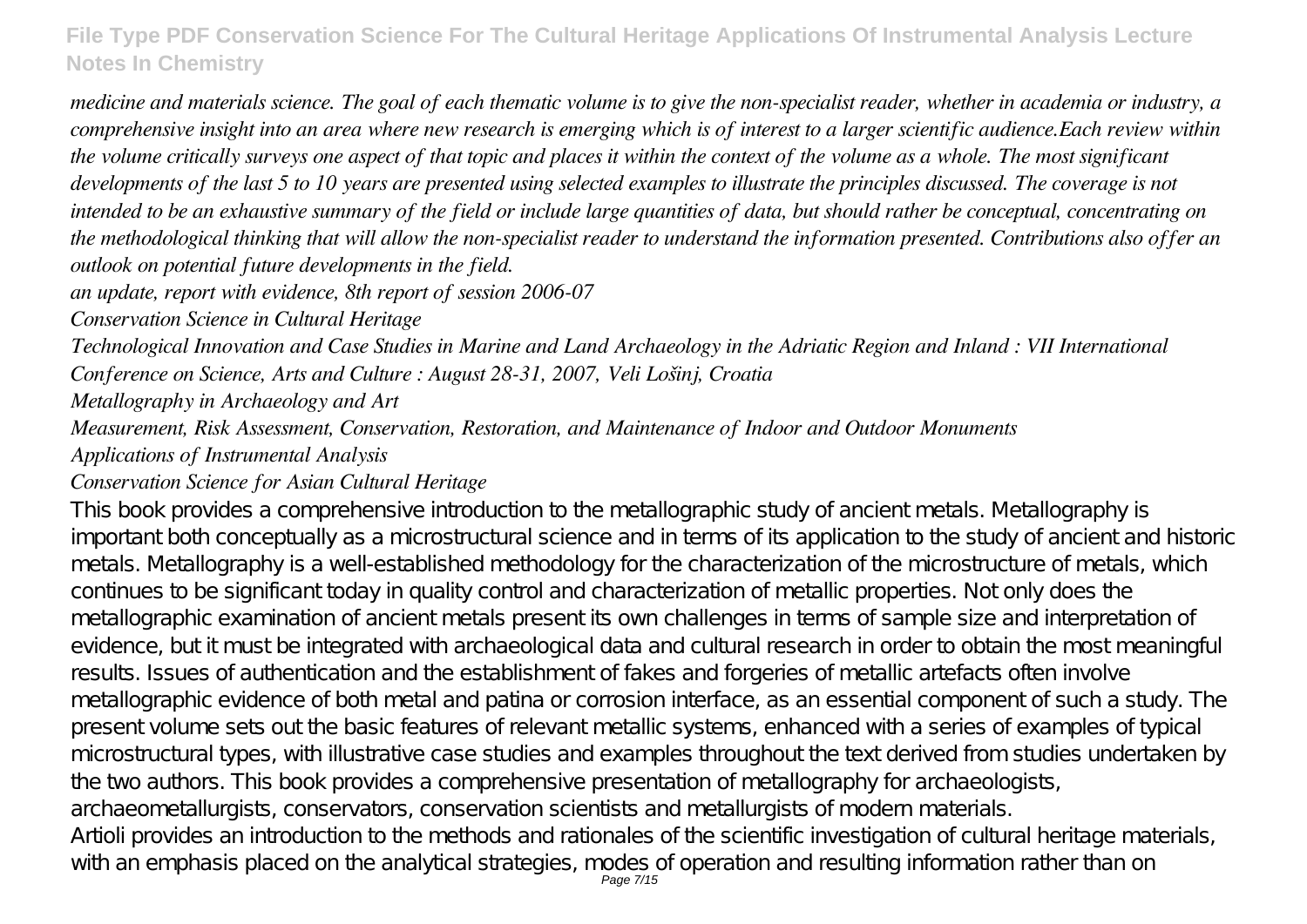*medicine and materials science. The goal of each thematic volume is to give the non-specialist reader, whether in academia or industry, a comprehensive insight into an area where new research is emerging which is of interest to a larger scientific audience.Each review within the volume critically surveys one aspect of that topic and places it within the context of the volume as a whole. The most significant developments of the last 5 to 10 years are presented using selected examples to illustrate the principles discussed. The coverage is not intended to be an exhaustive summary of the field or include large quantities of data, but should rather be conceptual, concentrating on the methodological thinking that will allow the non-specialist reader to understand the information presented. Contributions also offer an outlook on potential future developments in the field.*

*an update, report with evidence, 8th report of session 2006-07*

*Conservation Science in Cultural Heritage*

*Technological Innovation and Case Studies in Marine and Land Archaeology in the Adriatic Region and Inland : VII International Conference on Science, Arts and Culture : August 28-31, 2007, Veli Lošinj, Croatia*

*Metallography in Archaeology and Art*

*Measurement, Risk Assessment, Conservation, Restoration, and Maintenance of Indoor and Outdoor Monuments*

*Applications of Instrumental Analysis*

*Conservation Science for Asian Cultural Heritage*

This book provides a comprehensive introduction to the metallographic study of ancient metals. Metallography is important both conceptually as a microstructural science and in terms of its application to the study of ancient and historic metals. Metallography is a well-established methodology for the characterization of the microstructure of metals, which continues to be significant today in quality control and characterization of metallic properties. Not only does the metallographic examination of ancient metals present its own challenges in terms of sample size and interpretation of evidence, but it must be integrated with archaeological data and cultural research in order to obtain the most meaningful results. Issues of authentication and the establishment of fakes and forgeries of metallic artefacts often involve metallographic evidence of both metal and patina or corrosion interface, as an essential component of such a study. The present volume sets out the basic features of relevant metallic systems, enhanced with a series of examples of typical microstructural types, with illustrative case studies and examples throughout the text derived from studies undertaken by the two authors. This book provides a comprehensive presentation of metallography for archaeologists, archaeometallurgists, conservators, conservation scientists and metallurgists of modern materials.

Artioli provides an introduction to the methods and rationales of the scientific investigation of cultural heritage materials, with an emphasis placed on the analytical strategies, modes of operation and resulting information rather than on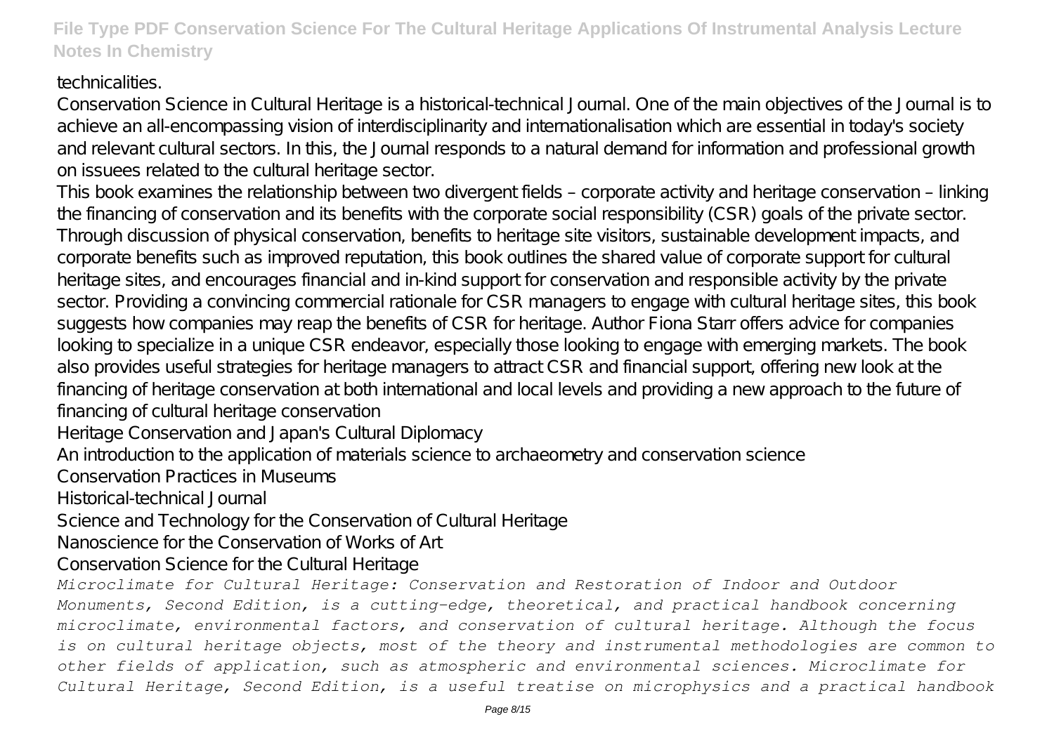technicalities.

Conservation Science in Cultural Heritage is a historical-technical Journal. One of the main objectives of the Journal is to achieve an all-encompassing vision of interdisciplinarity and internationalisation which are essential in today's society and relevant cultural sectors. In this, the Journal responds to a natural demand for information and professional growth on issuees related to the cultural heritage sector.

This book examines the relationship between two divergent fields – corporate activity and heritage conservation – linking the financing of conservation and its benefits with the corporate social responsibility (CSR) goals of the private sector. Through discussion of physical conservation, benefits to heritage site visitors, sustainable development impacts, and corporate benefits such as improved reputation, this book outlines the shared value of corporate support for cultural heritage sites, and encourages financial and in-kind support for conservation and responsible activity by the private sector. Providing a convincing commercial rationale for CSR managers to engage with cultural heritage sites, this book suggests how companies may reap the benefits of CSR for heritage. Author Fiona Starr offers advice for companies looking to specialize in a unique CSR endeavor, especially those looking to engage with emerging markets. The book also provides useful strategies for heritage managers to attract CSR and financial support, offering new look at the financing of heritage conservation at both international and local levels and providing a new approach to the future of financing of cultural heritage conservation

Heritage Conservation and Japan's Cultural Diplomacy

An introduction to the application of materials science to archaeometry and conservation science

Conservation Practices in Museums

Historical-technical Journal

Science and Technology for the Conservation of Cultural Heritage

Nanoscience for the Conservation of Works of Art

Conservation Science for the Cultural Heritage

*Microclimate for Cultural Heritage: Conservation and Restoration of Indoor and Outdoor Monuments, Second Edition, is a cutting-edge, theoretical, and practical handbook concerning microclimate, environmental factors, and conservation of cultural heritage. Although the focus is on cultural heritage objects, most of the theory and instrumental methodologies are common to other fields of application, such as atmospheric and environmental sciences. Microclimate for Cultural Heritage, Second Edition, is a useful treatise on microphysics and a practical handbook*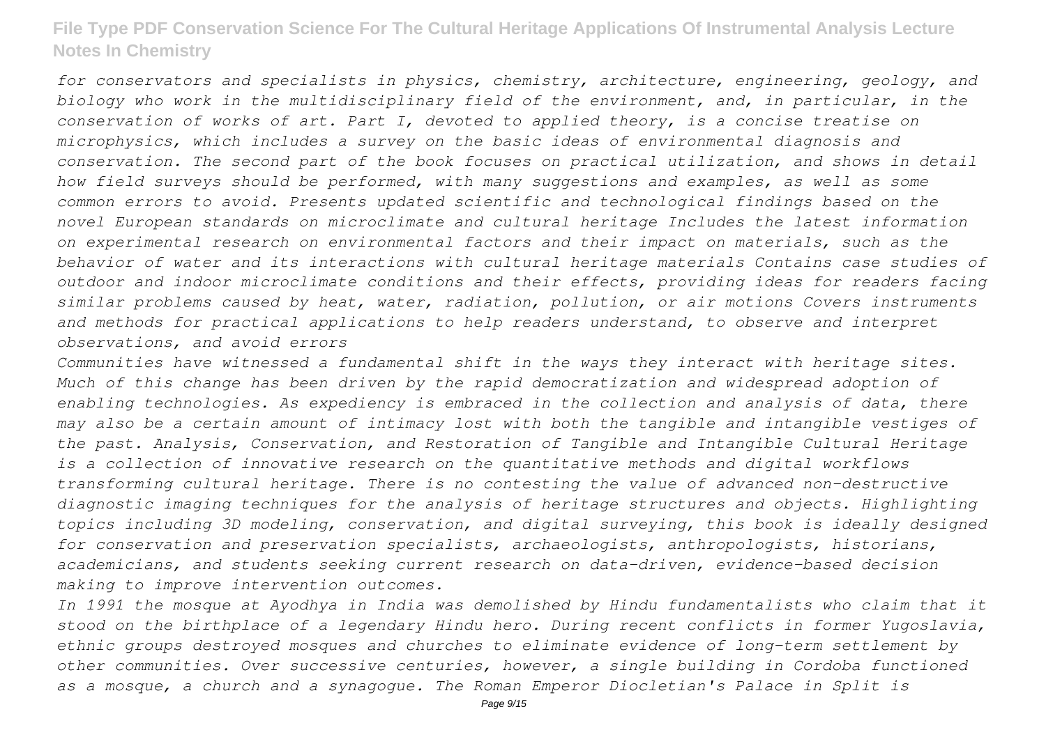*for conservators and specialists in physics, chemistry, architecture, engineering, geology, and biology who work in the multidisciplinary field of the environment, and, in particular, in the conservation of works of art. Part I, devoted to applied theory, is a concise treatise on microphysics, which includes a survey on the basic ideas of environmental diagnosis and conservation. The second part of the book focuses on practical utilization, and shows in detail how field surveys should be performed, with many suggestions and examples, as well as some common errors to avoid. Presents updated scientific and technological findings based on the novel European standards on microclimate and cultural heritage Includes the latest information on experimental research on environmental factors and their impact on materials, such as the behavior of water and its interactions with cultural heritage materials Contains case studies of outdoor and indoor microclimate conditions and their effects, providing ideas for readers facing similar problems caused by heat, water, radiation, pollution, or air motions Covers instruments and methods for practical applications to help readers understand, to observe and interpret observations, and avoid errors*

*Communities have witnessed a fundamental shift in the ways they interact with heritage sites. Much of this change has been driven by the rapid democratization and widespread adoption of enabling technologies. As expediency is embraced in the collection and analysis of data, there may also be a certain amount of intimacy lost with both the tangible and intangible vestiges of the past. Analysis, Conservation, and Restoration of Tangible and Intangible Cultural Heritage is a collection of innovative research on the quantitative methods and digital workflows transforming cultural heritage. There is no contesting the value of advanced non-destructive diagnostic imaging techniques for the analysis of heritage structures and objects. Highlighting topics including 3D modeling, conservation, and digital surveying, this book is ideally designed for conservation and preservation specialists, archaeologists, anthropologists, historians, academicians, and students seeking current research on data-driven, evidence-based decision making to improve intervention outcomes.*

*In 1991 the mosque at Ayodhya in India was demolished by Hindu fundamentalists who claim that it stood on the birthplace of a legendary Hindu hero. During recent conflicts in former Yugoslavia, ethnic groups destroyed mosques and churches to eliminate evidence of long-term settlement by other communities. Over successive centuries, however, a single building in Cordoba functioned as a mosque, a church and a synagogue. The Roman Emperor Diocletian's Palace in Split is*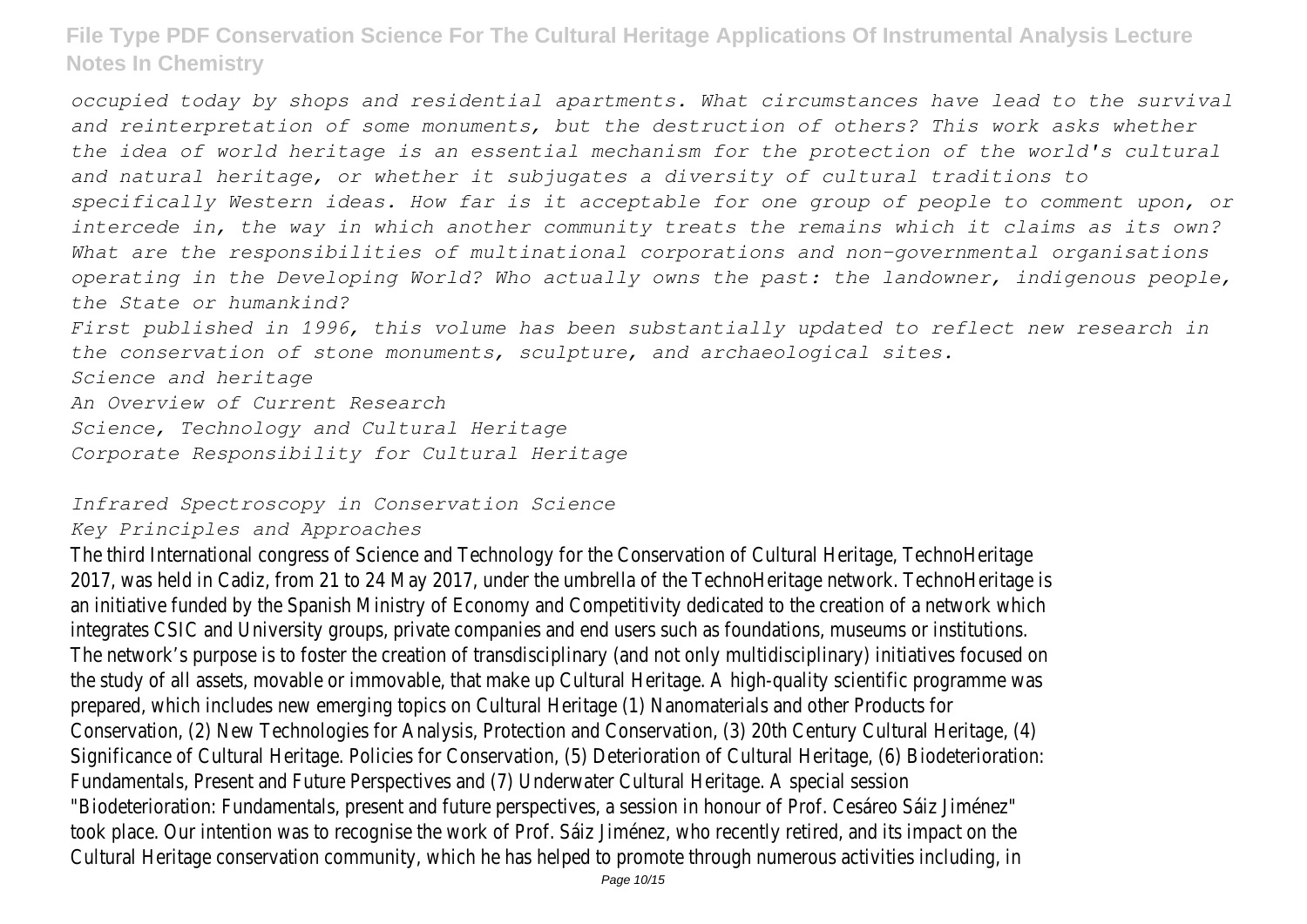*occupied today by shops and residential apartments. What circumstances have lead to the survival and reinterpretation of some monuments, but the destruction of others? This work asks whether the idea of world heritage is an essential mechanism for the protection of the world's cultural and natural heritage, or whether it subjugates a diversity of cultural traditions to specifically Western ideas. How far is it acceptable for one group of people to comment upon, or intercede in, the way in which another community treats the remains which it claims as its own? What are the responsibilities of multinational corporations and non-governmental organisations operating in the Developing World? Who actually owns the past: the landowner, indigenous people, the State or humankind?*

*First published in 1996, this volume has been substantially updated to reflect new research in the conservation of stone monuments, sculpture, and archaeological sites.*

*Science and heritage*

*An Overview of Current Research*

*Science, Technology and Cultural Heritage*

*Corporate Responsibility for Cultural Heritage*

*Infrared Spectroscopy in Conservation Science*

*Key Principles and Approaches*

The third International congress of Science and Technology for the Conservation of Cultural Heritage, TechnoHeritage 2017, was held in Cadiz, from 21 to 24 May 2017, under the umbrella of the TechnoHeritage network. TechnoHeritage is an initiative funded by the Spanish Ministry of Economy and Competitivity dedicated to the creation of a network which integrates CSIC and University groups, private companies and end users such as foundations, museums or institutions. The network's purpose is to foster the creation of transdisciplinary (and not only multidisciplinary) initiatives focused on the study of all assets, movable or immovable, that make up Cultural Heritage. A high-quality scientific programme was prepared, which includes new emerging topics on Cultural Heritage (1) Nanomaterials and other Products for Conservation, (2) New Technologies for Analysis, Protection and Conservation, (3) 20th Century Cultural Heritage, (4) Significance of Cultural Heritage. Policies for Conservation, (5) Deterioration of Cultural Heritage, (6) Biodeterioration: Fundamentals, Present and Future Perspectives and (7) Underwater Cultural Heritage. A special session "Biodeterioration: Fundamentals, present and future perspectives, a session in honour of Prof. Cesáreo Sáiz Jiménez" took place. Our intention was to recognise the work of Prof. Sáiz Jiménez, who recently retired, and its impact on the Cultural Heritage conservation community, which he has helped to promote through numerous activities including, in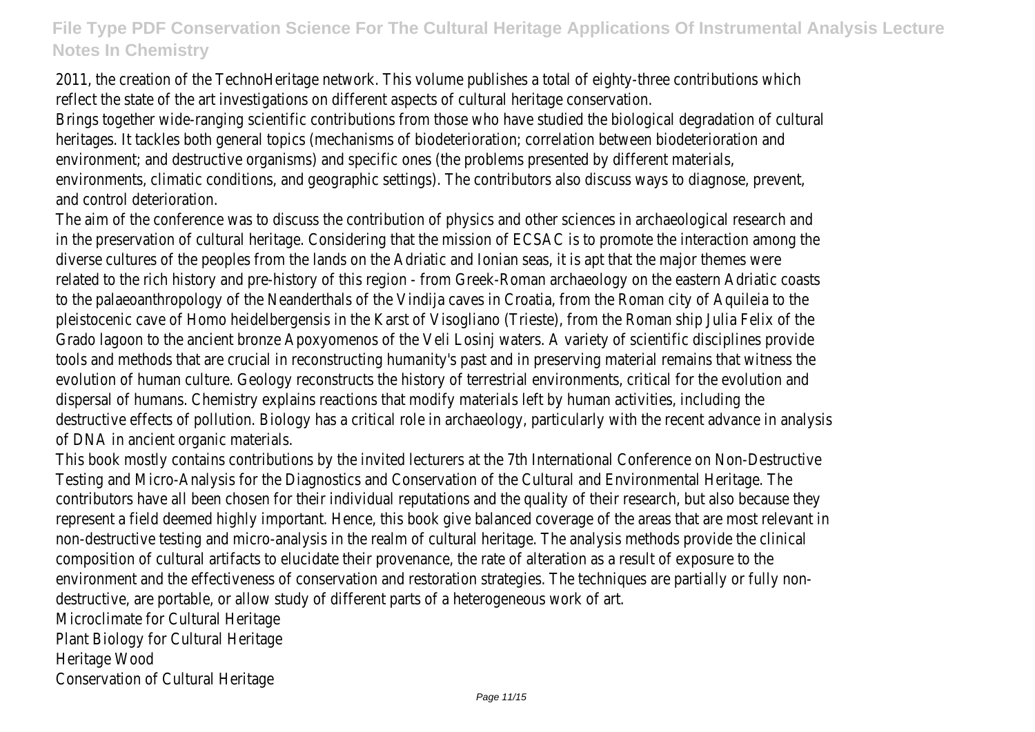2011, the creation of the TechnoHeritage network. This volume publishes a total of eighty-three contributions which reflect the state of the art investigations on different aspects of cultural heritage conservation.

Brings together wide-ranging scientific contributions from those who have studied the biological degradation of cultural heritages. It tackles both general topics (mechanisms of biodeterioration; correlation between biodeterioration and environment; and destructive organisms) and specific ones (the problems presented by different materials, environments, climatic conditions, and geographic settings). The contributors also discuss ways to diagnose, prevent, and control deterioration.

The aim of the conference was to discuss the contribution of physics and other sciences in archaeological research and in the preservation of cultural heritage. Considering that the mission of ECSAC is to promote the interaction among the diverse cultures of the peoples from the lands on the Adriatic and Ionian seas, it is apt that the major themes were related to the rich history and pre-history of this region - from Greek-Roman archaeology on the eastern Adriatic coasts to the palaeoanthropology of the Neanderthals of the Vindija caves in Croatia, from the Roman city of Aquileia to the pleistocenic cave of Homo heidelbergensis in the Karst of Visogliano (Trieste), from the Roman ship Julia Felix of the Grado lagoon to the ancient bronze Apoxyomenos of the Veli Losinj waters. A variety of scientific disciplines provide tools and methods that are crucial in reconstructing humanity's past and in preserving material remains that witness the evolution of human culture. Geology reconstructs the history of terrestrial environments, critical for the evolution and dispersal of humans. Chemistry explains reactions that modify materials left by human activities, including the destructive effects of pollution. Biology has a critical role in archaeology, particularly with the recent advance in analysis of DNA in ancient organic materials.

This book mostly contains contributions by the invited lecturers at the 7th International Conference on Non-Destructive Testing and Micro-Analysis for the Diagnostics and Conservation of the Cultural and Environmental Heritage. The contributors have all been chosen for their individual reputations and the quality of their research, but also because they represent a field deemed highly important. Hence, this book give balanced coverage of the areas that are most relevant in non-destructive testing and micro-analysis in the realm of cultural heritage. The analysis methods provide the clinical composition of cultural artifacts to elucidate their provenance, the rate of alteration as a result of exposure to the environment and the effectiveness of conservation and restoration strategies. The techniques are partially or fully non-destructive, are portable, or allow study of different parts of a heterogeneous work of art.

Microclimate for Cultural Heritage

Plant Biology for Cultural Heritage

Heritage Wood

Conservation of Cultural Heritage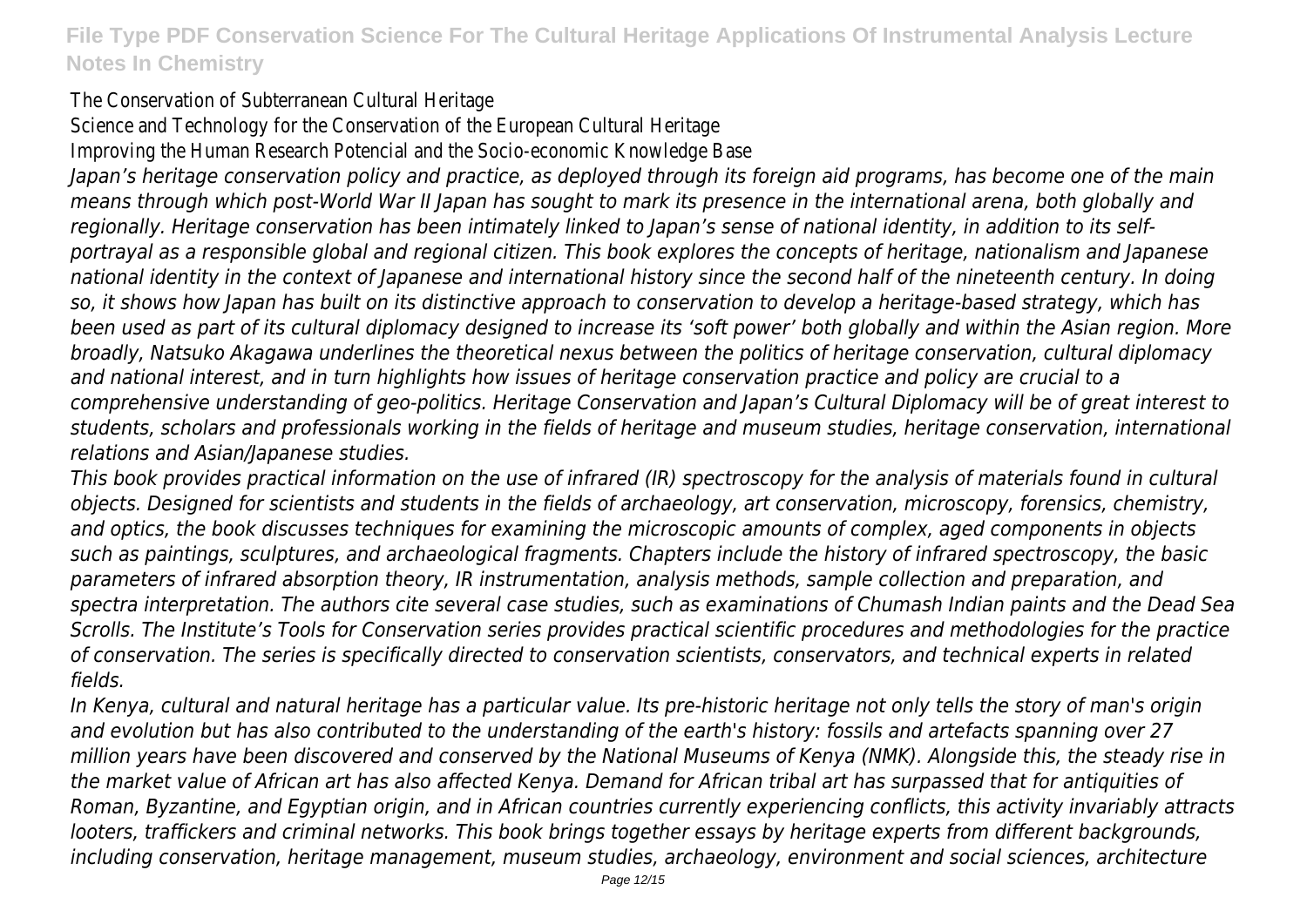The Conservation of Subterranean Cultural Heritage

Science and Technology for the Conservation of the European Cultural Heritage

Improving the Human Research Potencial and the Socio-economic Knowledge Base

*Japan's heritage conservation policy and practice, as deployed through its foreign aid programs, has become one of the main means through which post-World War II Japan has sought to mark its presence in the international arena, both globally and regionally. Heritage conservation has been intimately linked to Japan's sense of national identity, in addition to its self-portrayal as a responsible global and regional citizen. This book explores the concepts of heritage, nationalism and Japanese national identity in the context of Japanese and international history since the second half of the nineteenth century. In doing so, it shows how Japan has built on its distinctive approach to conservation to develop a heritage-based strategy, which has been used as part of its cultural diplomacy designed to increase its 'soft power' both globally and within the Asian region. More broadly, Natsuko Akagawa underlines the theoretical nexus between the politics of heritage conservation, cultural diplomacy and national interest, and in turn highlights how issues of heritage conservation practice and policy are crucial to a comprehensive understanding of geo-politics. Heritage Conservation and Japan's Cultural Diplomacy will be of great interest to students, scholars and professionals working in the fields of heritage and museum studies, heritage conservation, international relations and Asian/Japanese studies.*

*This book provides practical information on the use of infrared (IR) spectroscopy for the analysis of materials found in cultural objects. Designed for scientists and students in the fields of archaeology, art conservation, microscopy, forensics, chemistry, and optics, the book discusses techniques for examining the microscopic amounts of complex, aged components in objects such as paintings, sculptures, and archaeological fragments. Chapters include the history of infrared spectroscopy, the basic parameters of infrared absorption theory, IR instrumentation, analysis methods, sample collection and preparation, and spectra interpretation. The authors cite several case studies, such as examinations of Chumash Indian paints and the Dead Sea Scrolls. The Institute's Tools for Conservation series provides practical scientific procedures and methodologies for the practice of conservation. The series is specifically directed to conservation scientists, conservators, and technical experts in related fields.*

*In Kenya, cultural and natural heritage has a particular value. Its pre-historic heritage not only tells the story of man's origin and evolution but has also contributed to the understanding of the earth's history: fossils and artefacts spanning over 27 million years have been discovered and conserved by the National Museums of Kenya (NMK). Alongside this, the steady rise in the market value of African art has also affected Kenya. Demand for African tribal art has surpassed that for antiquities of Roman, Byzantine, and Egyptian origin, and in African countries currently experiencing conflicts, this activity invariably attracts looters, traffickers and criminal networks. This book brings together essays by heritage experts from different backgrounds, including conservation, heritage management, museum studies, archaeology, environment and social sciences, architecture*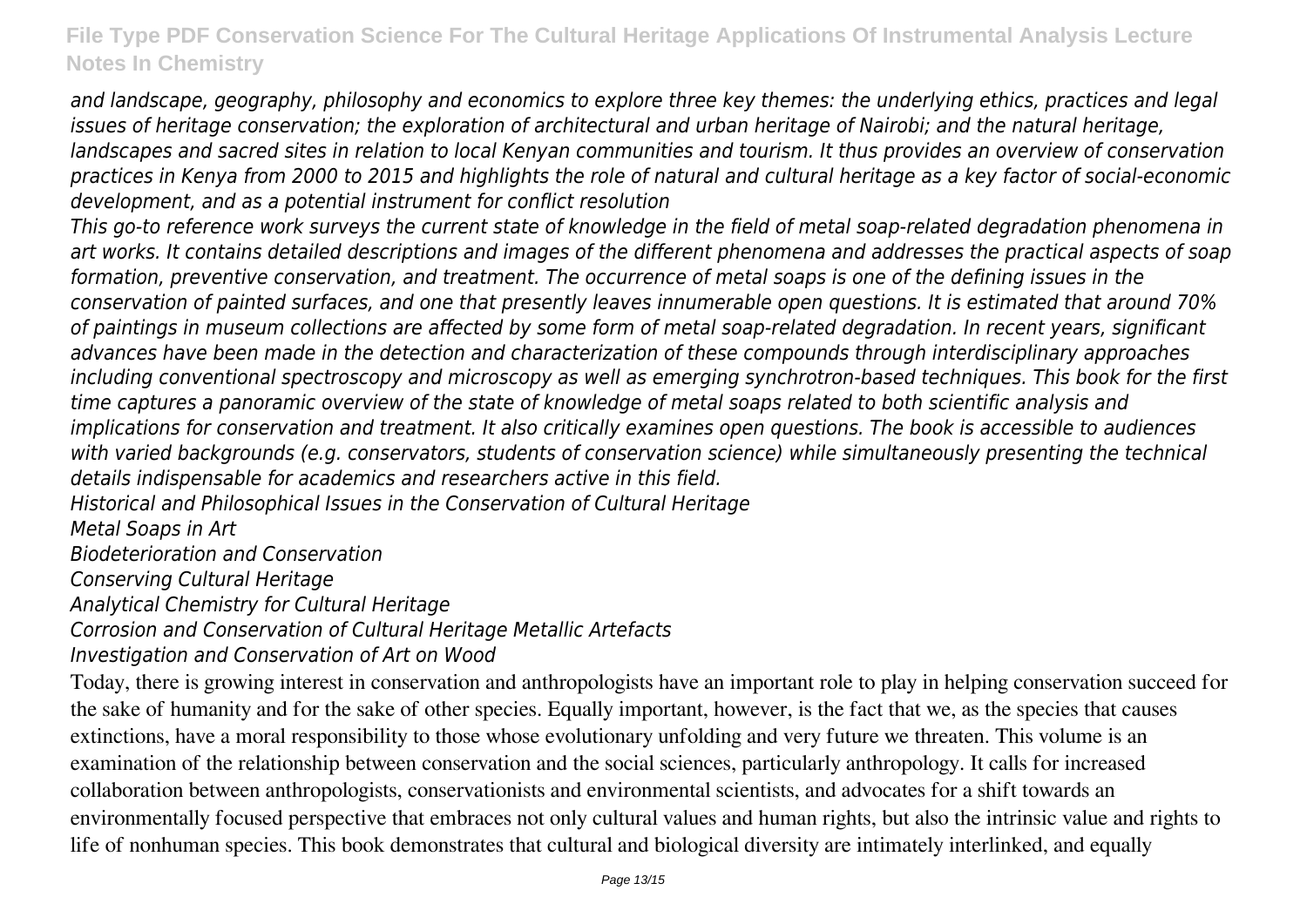*and landscape, geography, philosophy and economics to explore three key themes: the underlying ethics, practices and legal issues of heritage conservation; the exploration of architectural and urban heritage of Nairobi; and the natural heritage, landscapes and sacred sites in relation to local Kenyan communities and tourism. It thus provides an overview of conservation practices in Kenya from 2000 to 2015 and highlights the role of natural and cultural heritage as a key factor of social-economic development, and as a potential instrument for conflict resolution*

*This go-to reference work surveys the current state of knowledge in the field of metal soap-related degradation phenomena in art works. It contains detailed descriptions and images of the different phenomena and addresses the practical aspects of soap formation, preventive conservation, and treatment. The occurrence of metal soaps is one of the defining issues in the conservation of painted surfaces, and one that presently leaves innumerable open questions. It is estimated that around 70% of paintings in museum collections are affected by some form of metal soap-related degradation. In recent years, significant advances have been made in the detection and characterization of these compounds through interdisciplinary approaches including conventional spectroscopy and microscopy as well as emerging synchrotron-based techniques. This book for the first time captures a panoramic overview of the state of knowledge of metal soaps related to both scientific analysis and implications for conservation and treatment. It also critically examines open questions. The book is accessible to audiences with varied backgrounds (e.g. conservators, students of conservation science) while simultaneously presenting the technical details indispensable for academics and researchers active in this field.*

*Historical and Philosophical Issues in the Conservation of Cultural Heritage*

*Metal Soaps in Art*

*Biodeterioration and Conservation*

*Conserving Cultural Heritage*

*Analytical Chemistry for Cultural Heritage*

*Corrosion and Conservation of Cultural Heritage Metallic Artefacts*

*Investigation and Conservation of Art on Wood*

Today, there is growing interest in conservation and anthropologists have an important role to play in helping conservation succeed for the sake of humanity and for the sake of other species. Equally important, however, is the fact that we, as the species that causes extinctions, have a moral responsibility to those whose evolutionary unfolding and very future we threaten. This volume is an examination of the relationship between conservation and the social sciences, particularly anthropology. It calls for increased collaboration between anthropologists, conservationists and environmental scientists, and advocates for a shift towards an environmentally focused perspective that embraces not only cultural values and human rights, but also the intrinsic value and rights to life of nonhuman species. This book demonstrates that cultural and biological diversity are intimately interlinked, and equally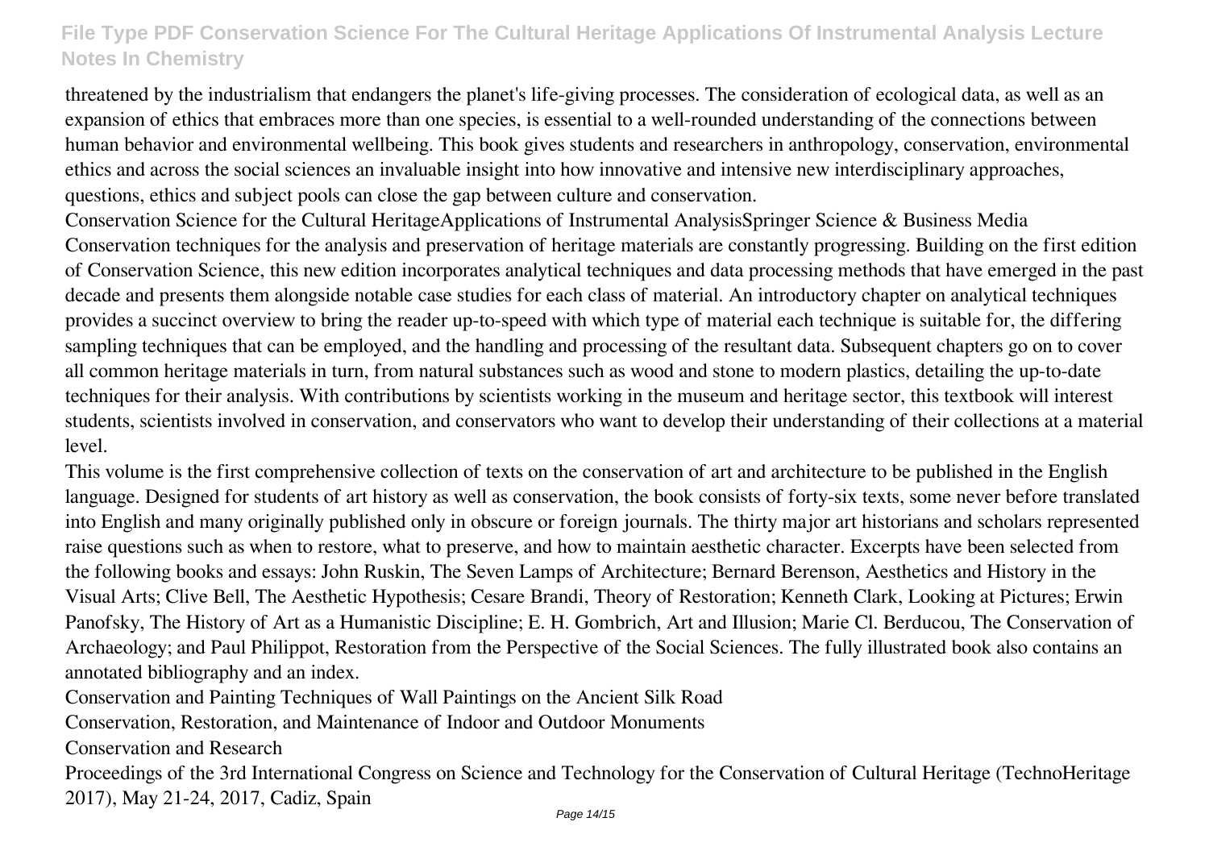threatened by the industrialism that endangers the planet's life-giving processes. The consideration of ecological data, as well as an expansion of ethics that embraces more than one species, is essential to a well-rounded understanding of the connections between human behavior and environmental wellbeing. This book gives students and researchers in anthropology, conservation, environmental ethics and across the social sciences an invaluable insight into how innovative and intensive new interdisciplinary approaches, questions, ethics and subject pools can close the gap between culture and conservation.

Conservation Science for the Cultural HeritageApplications of Instrumental AnalysisSpringer Science & Business Media

Conservation techniques for the analysis and preservation of heritage materials are constantly progressing. Building on the first edition of Conservation Science, this new edition incorporates analytical techniques and data processing methods that have emerged in the past decade and presents them alongside notable case studies for each class of material. An introductory chapter on analytical techniques provides a succinct overview to bring the reader up-to-speed with which type of material each technique is suitable for, the differing sampling techniques that can be employed, and the handling and processing of the resultant data. Subsequent chapters go on to cover all common heritage materials in turn, from natural substances such as wood and stone to modern plastics, detailing the up-to-date techniques for their analysis. With contributions by scientists working in the museum and heritage sector, this textbook will interest students, scientists involved in conservation, and conservators who want to develop their understanding of their collections at a material level.

This volume is the first comprehensive collection of texts on the conservation of art and architecture to be published in the English language. Designed for students of art history as well as conservation, the book consists of forty-six texts, some never before translated into English and many originally published only in obscure or foreign journals. The thirty major art historians and scholars represented raise questions such as when to restore, what to preserve, and how to maintain aesthetic character. Excerpts have been selected from the following books and essays: John Ruskin, The Seven Lamps of Architecture; Bernard Berenson, Aesthetics and History in the Visual Arts; Clive Bell, The Aesthetic Hypothesis; Cesare Brandi, Theory of Restoration; Kenneth Clark, Looking at Pictures; Erwin Panofsky, The History of Art as a Humanistic Discipline; E. H. Gombrich, Art and Illusion; Marie Cl. Berducou, The Conservation of Archaeology; and Paul Philippot, Restoration from the Perspective of the Social Sciences. The fully illustrated book also contains an annotated bibliography and an index.

Conservation and Painting Techniques of Wall Paintings on the Ancient Silk Road

Conservation, Restoration, and Maintenance of Indoor and Outdoor Monuments

Conservation and Research

Proceedings of the 3rd International Congress on Science and Technology for the Conservation of Cultural Heritage (TechnoHeritage 2017), May 21-24, 2017, Cadiz, Spain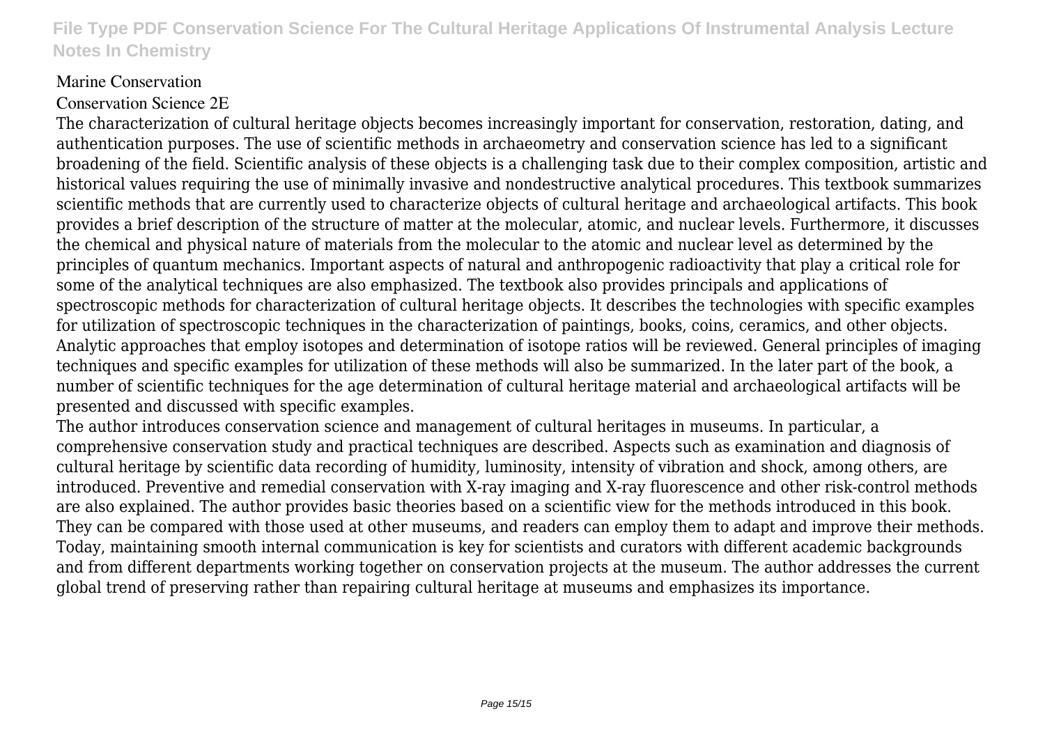Marine Conservation

Conservation Science 2E

The characterization of cultural heritage objects becomes increasingly important for conservation, restoration, dating, and authentication purposes. The use of scientific methods in archaeometry and conservation science has led to a significant broadening of the field. Scientific analysis of these objects is a challenging task due to their complex composition, artistic and historical values requiring the use of minimally invasive and nondestructive analytical procedures. This textbook summarizes scientific methods that are currently used to characterize objects of cultural heritage and archaeological artifacts. This book provides a brief description of the structure of matter at the molecular, atomic, and nuclear levels. Furthermore, it discusses the chemical and physical nature of materials from the molecular to the atomic and nuclear level as determined by the principles of quantum mechanics. Important aspects of natural and anthropogenic radioactivity that play a critical role for some of the analytical techniques are also emphasized. The textbook also provides principals and applications of spectroscopic methods for characterization of cultural heritage objects. It describes the technologies with specific examples for utilization of spectroscopic techniques in the characterization of paintings, books, coins, ceramics, and other objects. Analytic approaches that employ isotopes and determination of isotope ratios will be reviewed. General principles of imaging techniques and specific examples for utilization of these methods will also be summarized. In the later part of the book, a number of scientific techniques for the age determination of cultural heritage material and archaeological artifacts will be presented and discussed with specific examples.

The author introduces conservation science and management of cultural heritages in museums. In particular, a comprehensive conservation study and practical techniques are described. Aspects such as examination and diagnosis of cultural heritage by scientific data recording of humidity, luminosity, intensity of vibration and shock, among others, are introduced. Preventive and remedial conservation with X-ray imaging and X-ray fluorescence and other risk-control methods are also explained. The author provides basic theories based on a scientific view for the methods introduced in this book. They can be compared with those used at other museums, and readers can employ them to adapt and improve their methods. Today, maintaining smooth internal communication is key for scientists and curators with different academic backgrounds and from different departments working together on conservation projects at the museum. The author addresses the current global trend of preserving rather than repairing cultural heritage at museums and emphasizes its importance.